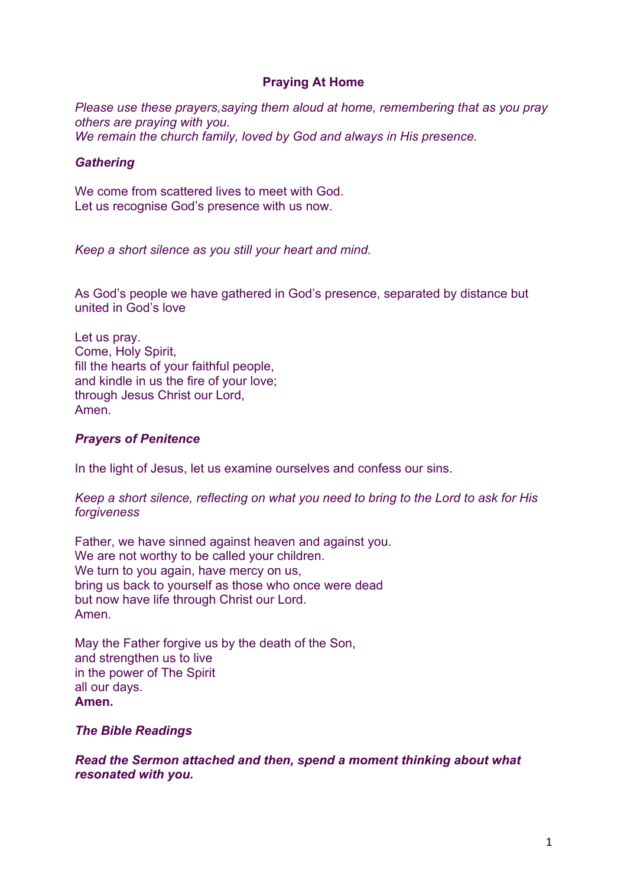# Praying At Home

*Please use these prayers,saying them aloud at home, remembering that as you pray others are praying with you.*
*We remain the church family, loved by God and always in His presence.*

***Gathering***

We come from scattered lives to meet with God.
Let us recognise God's presence with us now.

*Keep a short silence as you still your heart and mind.*

As God's people we have gathered in God's presence, separated by distance but united in God's love

Let us pray.
Come, Holy Spirit,
fill the hearts of your faithful people,
and kindle in us the fire of your love;
through Jesus Christ our Lord,
Amen.

***Prayers of Penitence***

In the light of Jesus, let us examine ourselves and confess our sins.

*Keep a short silence, reflecting on what you need to bring to the Lord to ask for His forgiveness*

Father, we have sinned against heaven and against you.
We are not worthy to be called your children.
We turn to you again, have mercy on us,
bring us back to yourself as those who once were dead
but now have life through Christ our Lord.
Amen.

May the Father forgive us by the death of the Son,
and strengthen us to live
in the power of The Spirit
all our days.
**Amen.**

***The Bible Readings***

***Read the Sermon attached and then, spend a moment thinking about what resonated with you.***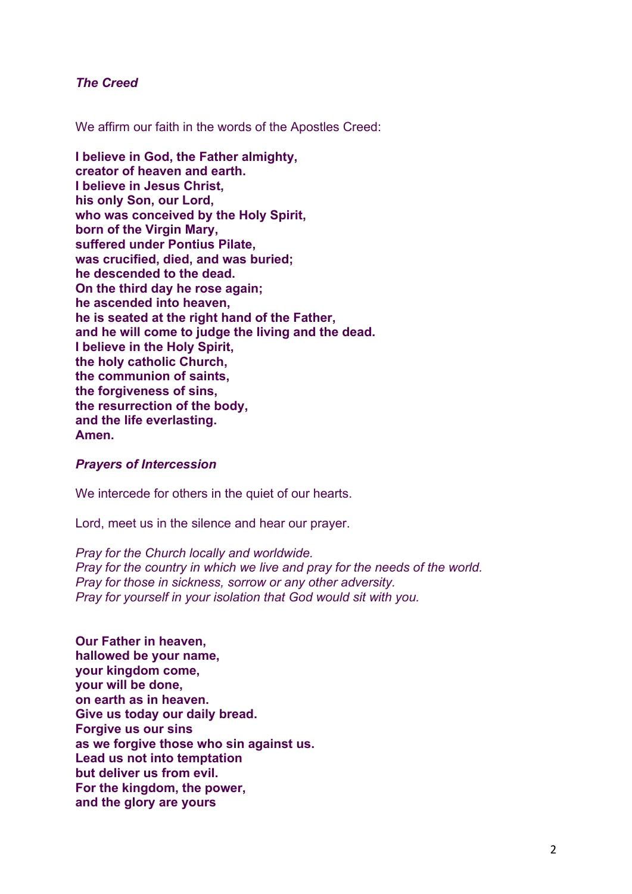### *The Creed*

We affirm our faith in the words of the Apostles Creed:

**I believe in God, the Father almighty,**
**creator of heaven and earth.**
**I believe in Jesus Christ,**
**his only Son, our Lord,**
**who was conceived by the Holy Spirit,**
**born of the Virgin Mary,**
**suffered under Pontius Pilate,**
**was crucified, died, and was buried;**
**he descended to the dead.**
**On the third day he rose again;**
**he ascended into heaven,**
**he is seated at the right hand of the Father,**
**and he will come to judge the living and the dead.**
**I believe in the Holy Spirit,**
**the holy catholic Church,**
**the communion of saints,**
**the forgiveness of sins,**
**the resurrection of the body,**
**and the life everlasting.**
**Amen.**

### *Prayers of Intercession*

We intercede for others in the quiet of our hearts.

Lord, meet us in the silence and hear our prayer.

*Pray for the Church locally and worldwide.*
*Pray for the country in which we live and pray for the needs of the world.*
*Pray for those in sickness, sorrow or any other adversity.*
*Pray for yourself in your isolation that God would sit with you.*

**Our Father in heaven,**
**hallowed be your name,**
**your kingdom come,**
**your will be done,**
**on earth as in heaven.**
**Give us today our daily bread.**
**Forgive us our sins**
**as we forgive those who sin against us.**
**Lead us not into temptation**
**but deliver us from evil.**
**For the kingdom, the power,**
**and the glory are yours**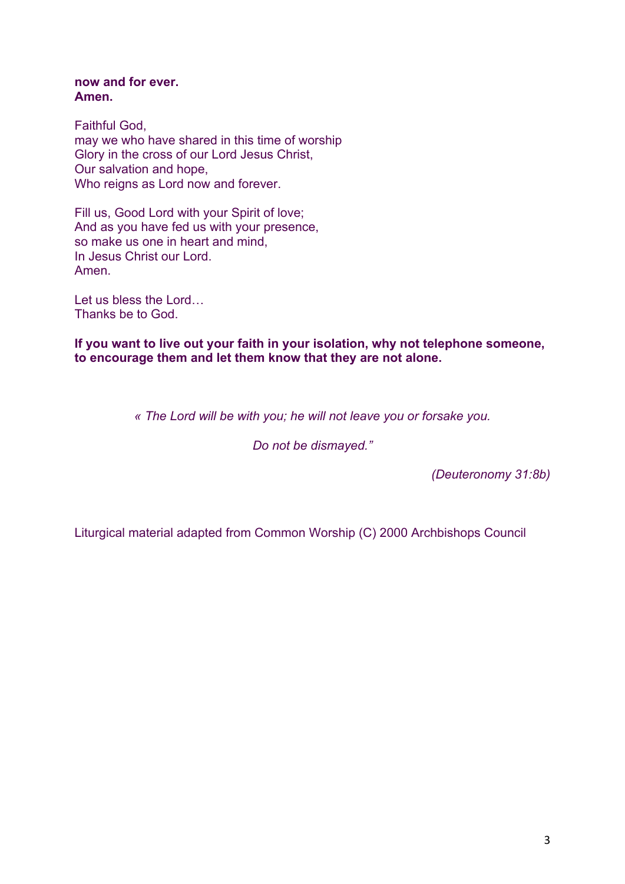**now and for ever.**
**Amen.**

Faithful God,
may we who have shared in this time of worship
Glory in the cross of our Lord Jesus Christ,
Our salvation and hope,
Who reigns as Lord now and forever.

Fill us, Good Lord with your Spirit of love;
And as you have fed us with your presence,
so make us one in heart and mind,
In Jesus Christ our Lord.
Amen.

Let us bless the Lord…
Thanks be to God.

**If you want to live out your faith in your isolation, why not telephone someone, to encourage them and let them know that they are not alone.**

*« The Lord will be with you; he will not leave you or forsake you.*

*Do not be dismayed."*

*(Deuteronomy 31:8b)*

Liturgical material adapted from Common Worship (C) 2000 Archbishops Council